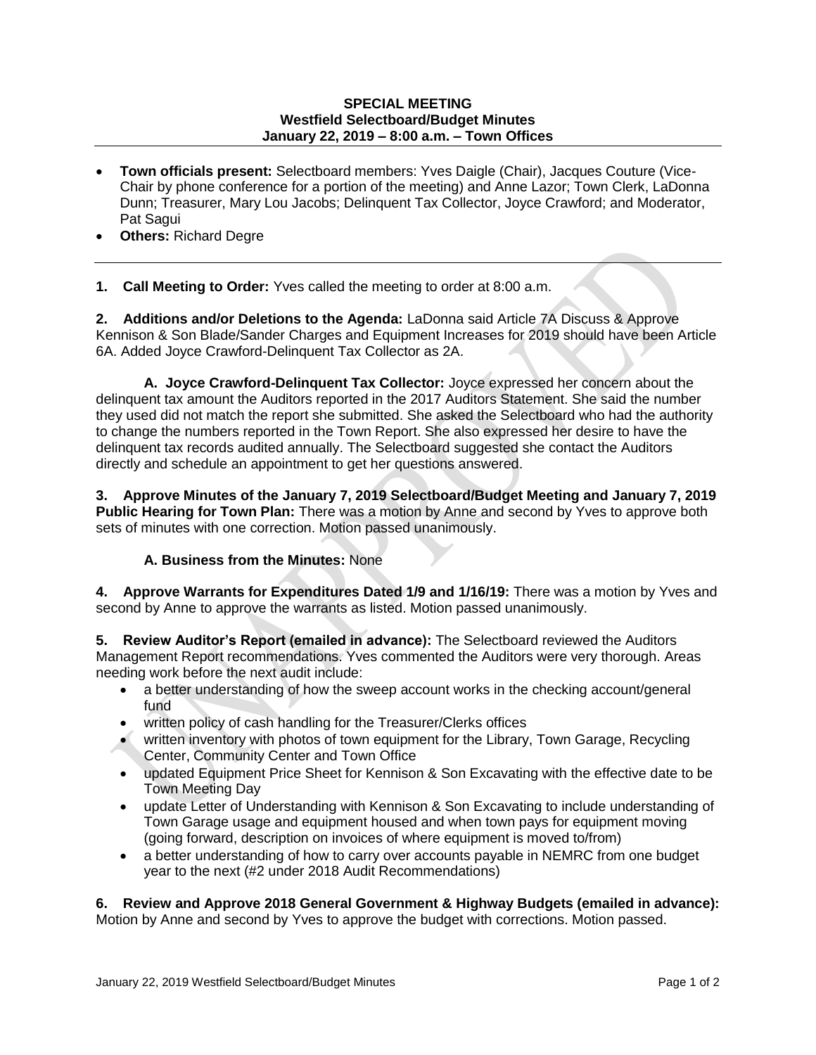**SPECIAL MEETING**
**Westfield Selectboard/Budget Minutes**
**January 22, 2019 – 8:00 a.m. – Town Offices**

- **Town officials present:** Selectboard members: Yves Daigle (Chair), Jacques Couture (Vice-Chair by phone conference for a portion of the meeting) and Anne Lazor; Town Clerk, LaDonna Dunn; Treasurer, Mary Lou Jacobs; Delinquent Tax Collector, Joyce Crawford; and Moderator, Pat Sagui
- **Others:** Richard Degre

---

**1. Call Meeting to Order:** Yves called the meeting to order at 8:00 a.m.

**2. Additions and/or Deletions to the Agenda:** LaDonna said Article 7A Discuss & Approve Kennison & Son Blade/Sander Charges and Equipment Increases for 2019 should have been Article 6A. Added Joyce Crawford-Delinquent Tax Collector as 2A.

**A. Joyce Crawford-Delinquent Tax Collector:** Joyce expressed her concern about the delinquent tax amount the Auditors reported in the 2017 Auditors Statement. She said the number they used did not match the report she submitted. She asked the Selectboard who had the authority to change the numbers reported in the Town Report. She also expressed her desire to have the delinquent tax records audited annually. The Selectboard suggested she contact the Auditors directly and schedule an appointment to get her questions answered.

**3. Approve Minutes of the January 7, 2019 Selectboard/Budget Meeting and January 7, 2019 Public Hearing for Town Plan:** There was a motion by Anne and second by Yves to approve both sets of minutes with one correction. Motion passed unanimously.

**A. Business from the Minutes:** None

**4. Approve Warrants for Expenditures Dated 1/9 and 1/16/19:** There was a motion by Yves and second by Anne to approve the warrants as listed. Motion passed unanimously.

**5. Review Auditor's Report (emailed in advance):** The Selectboard reviewed the Auditors Management Report recommendations. Yves commented the Auditors were very thorough. Areas needing work before the next audit include:

- a better understanding of how the sweep account works in the checking account/general fund
- written policy of cash handling for the Treasurer/Clerks offices
- written inventory with photos of town equipment for the Library, Town Garage, Recycling Center, Community Center and Town Office
- updated Equipment Price Sheet for Kennison & Son Excavating with the effective date to be Town Meeting Day
- update Letter of Understanding with Kennison & Son Excavating to include understanding of Town Garage usage and equipment housed and when town pays for equipment moving (going forward, description on invoices of where equipment is moved to/from)
- a better understanding of how to carry over accounts payable in NEMRC from one budget year to the next (#2 under 2018 Audit Recommendations)

**6. Review and Approve 2018 General Government & Highway Budgets (emailed in advance):** Motion by Anne and second by Yves to approve the budget with corrections. Motion passed.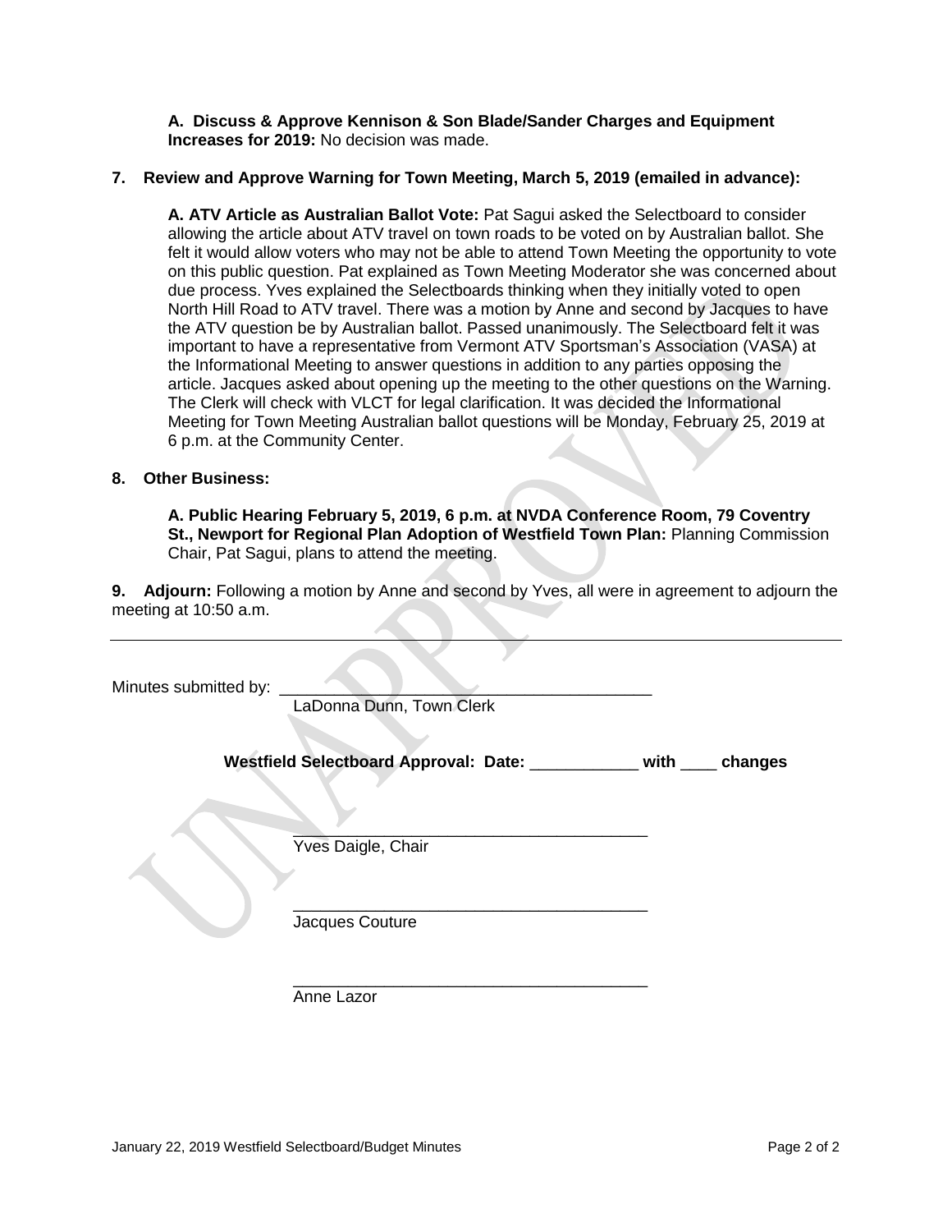**A. Discuss & Approve Kennison & Son Blade/Sander Charges and Equipment Increases for 2019:** No decision was made.

**7. Review and Approve Warning for Town Meeting, March 5, 2019 (emailed in advance):**

**A. ATV Article as Australian Ballot Vote:** Pat Sagui asked the Selectboard to consider allowing the article about ATV travel on town roads to be voted on by Australian ballot. She felt it would allow voters who may not be able to attend Town Meeting the opportunity to vote on this public question. Pat explained as Town Meeting Moderator she was concerned about due process. Yves explained the Selectboards thinking when they initially voted to open North Hill Road to ATV travel. There was a motion by Anne and second by Jacques to have the ATV question be by Australian ballot. Passed unanimously. The Selectboard felt it was important to have a representative from Vermont ATV Sportsman's Association (VASA) at the Informational Meeting to answer questions in addition to any parties opposing the article. Jacques asked about opening up the meeting to the other questions on the Warning. The Clerk will check with VLCT for legal clarification. It was decided the Informational Meeting for Town Meeting Australian ballot questions will be Monday, February 25, 2019 at 6 p.m. at the Community Center.

**8. Other Business:**

**A. Public Hearing February 5, 2019, 6 p.m. at NVDA Conference Room, 79 Coventry St., Newport for Regional Plan Adoption of Westfield Town Plan:** Planning Commission Chair, Pat Sagui, plans to attend the meeting.

**9. Adjourn:** Following a motion by Anne and second by Yves, all were in agreement to adjourn the meeting at 10:50 a.m.

---

Minutes submitted by: ________________________________________
LaDonna Dunn, Town Clerk

**Westfield Selectboard Approval: Date:** ____________ **with** ____ **changes**

________________________________________
Yves Daigle, Chair

________________________________________
Jacques Couture

________________________________________
Anne Lazor

UNAPPROVED